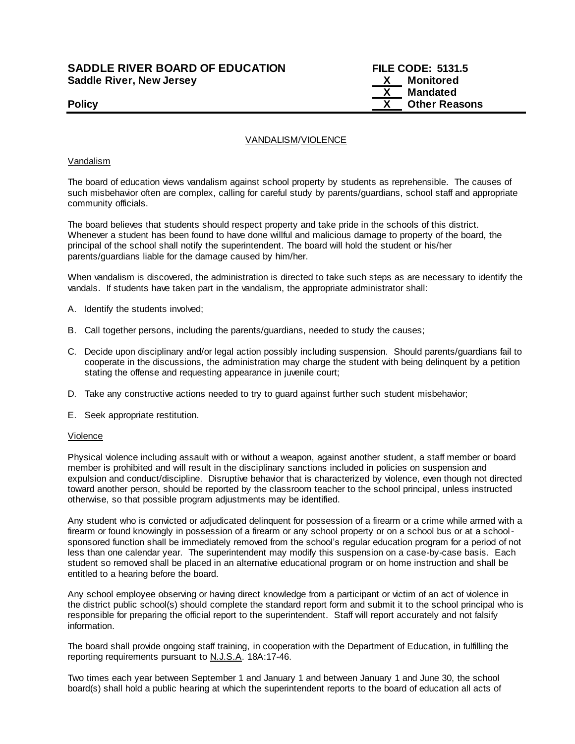**SADDLE RIVER BOARD OF EDUCATION**
**Saddle River, New Jersey**

**Policy**

**FILE CODE: 5131.5**
**X Monitored**
**X Mandated**
**X Other Reasons**

## VANDALISM/VIOLENCE

### Vandalism

The board of education views vandalism against school property by students as reprehensible. The causes of such misbehavior often are complex, calling for careful study by parents/guardians, school staff and appropriate community officials.

The board believes that students should respect property and take pride in the schools of this district. Whenever a student has been found to have done willful and malicious damage to property of the board, the principal of the school shall notify the superintendent. The board will hold the student or his/her parents/guardians liable for the damage caused by him/her.

When vandalism is discovered, the administration is directed to take such steps as are necessary to identify the vandals. If students have taken part in the vandalism, the appropriate administrator shall:

A. Identify the students involved;

B. Call together persons, including the parents/guardians, needed to study the causes;

C. Decide upon disciplinary and/or legal action possibly including suspension. Should parents/guardians fail to cooperate in the discussions, the administration may charge the student with being delinquent by a petition stating the offense and requesting appearance in juvenile court;

D. Take any constructive actions needed to try to guard against further such student misbehavior;

E. Seek appropriate restitution.

### Violence

Physical violence including assault with or without a weapon, against another student, a staff member or board member is prohibited and will result in the disciplinary sanctions included in policies on suspension and expulsion and conduct/discipline. Disruptive behavior that is characterized by violence, even though not directed toward another person, should be reported by the classroom teacher to the school principal, unless instructed otherwise, so that possible program adjustments may be identified.

Any student who is convicted or adjudicated delinquent for possession of a firearm or a crime while armed with a firearm or found knowingly in possession of a firearm or any school property or on a school bus or at a school-sponsored function shall be immediately removed from the school's regular education program for a period of not less than one calendar year. The superintendent may modify this suspension on a case-by-case basis. Each student so removed shall be placed in an alternative educational program or on home instruction and shall be entitled to a hearing before the board.

Any school employee observing or having direct knowledge from a participant or victim of an act of violence in the district public school(s) should complete the standard report form and submit it to the school principal who is responsible for preparing the official report to the superintendent. Staff will report accurately and not falsify information.

The board shall provide ongoing staff training, in cooperation with the Department of Education, in fulfilling the reporting requirements pursuant to N.J.S.A. 18A:17-46.

Two times each year between September 1 and January 1 and between January 1 and June 30, the school board(s) shall hold a public hearing at which the superintendent reports to the board of education all acts of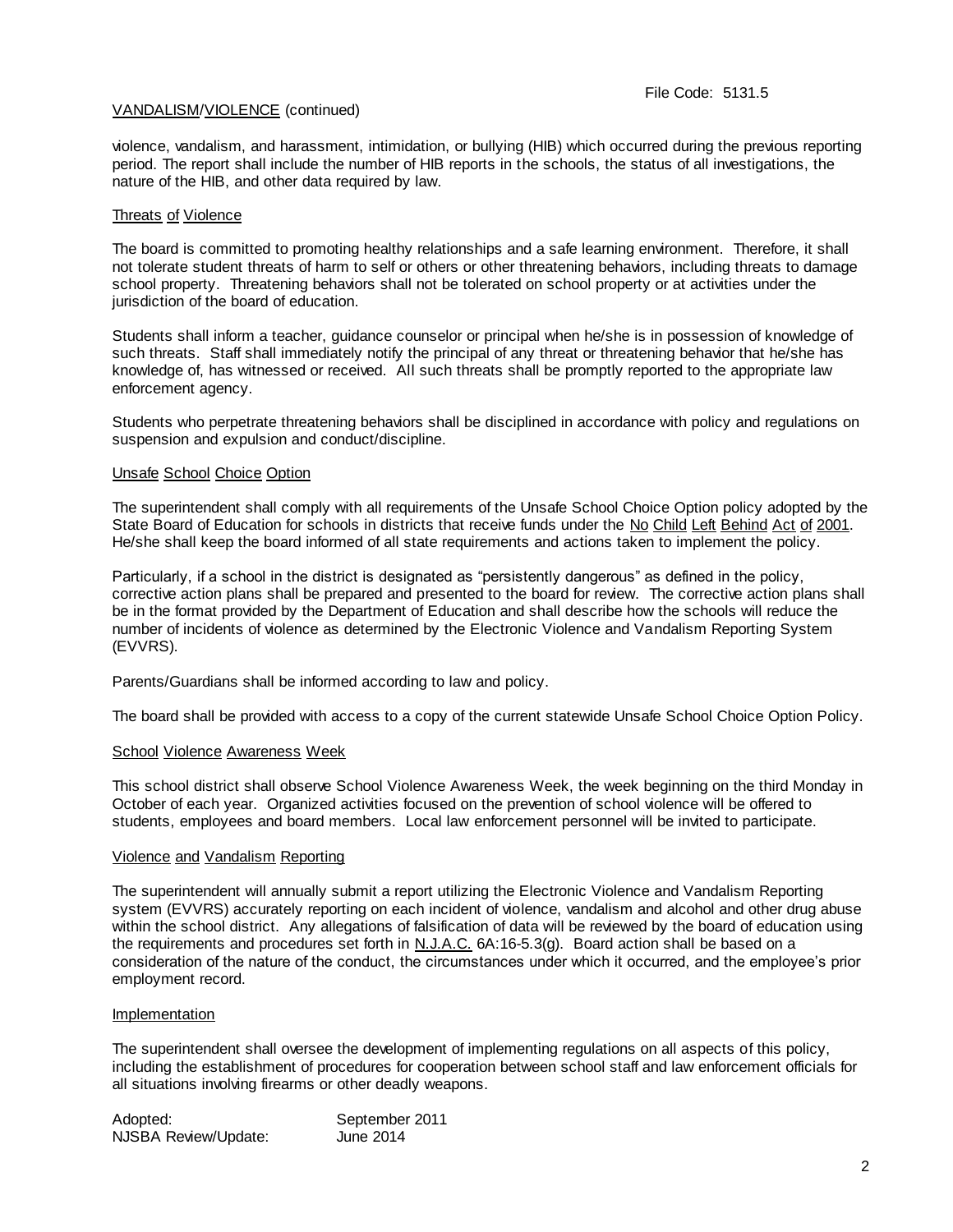violence, vandalism, and harassment, intimidation, or bullying (HIB) which occurred during the previous reporting period. The report shall include the number of HIB reports in the schools, the status of all investigations, the nature of the HIB, and other data required by law.

## Threats of Violence

The board is committed to promoting healthy relationships and a safe learning environment. Therefore, it shall not tolerate student threats of harm to self or others or other threatening behaviors, including threats to damage school property. Threatening behaviors shall not be tolerated on school property or at activities under the jurisdiction of the board of education.

Students shall inform a teacher, guidance counselor or principal when he/she is in possession of knowledge of such threats. Staff shall immediately notify the principal of any threat or threatening behavior that he/she has knowledge of, has witnessed or received. All such threats shall be promptly reported to the appropriate law enforcement agency.

Students who perpetrate threatening behaviors shall be disciplined in accordance with policy and regulations on suspension and expulsion and conduct/discipline.

## Unsafe School Choice Option

The superintendent shall comply with all requirements of the Unsafe School Choice Option policy adopted by the State Board of Education for schools in districts that receive funds under the No Child Left Behind Act of 2001. He/she shall keep the board informed of all state requirements and actions taken to implement the policy.

Particularly, if a school in the district is designated as "persistently dangerous" as defined in the policy, corrective action plans shall be prepared and presented to the board for review. The corrective action plans shall be in the format provided by the Department of Education and shall describe how the schools will reduce the number of incidents of violence as determined by the Electronic Violence and Vandalism Reporting System (EVVRS).

Parents/Guardians shall be informed according to law and policy.

The board shall be provided with access to a copy of the current statewide Unsafe School Choice Option Policy.

## School Violence Awareness Week

This school district shall observe School Violence Awareness Week, the week beginning on the third Monday in October of each year. Organized activities focused on the prevention of school violence will be offered to students, employees and board members. Local law enforcement personnel will be invited to participate.

## Violence and Vandalism Reporting

The superintendent will annually submit a report utilizing the Electronic Violence and Vandalism Reporting system (EVVRS) accurately reporting on each incident of violence, vandalism and alcohol and other drug abuse within the school district. Any allegations of falsification of data will be reviewed by the board of education using the requirements and procedures set forth in N.J.A.C. 6A:16-5.3(g). Board action shall be based on a consideration of the nature of the conduct, the circumstances under which it occurred, and the employee's prior employment record.

## Implementation

The superintendent shall oversee the development of implementing regulations on all aspects of this policy, including the establishment of procedures for cooperation between school staff and law enforcement officials for all situations involving firearms or other deadly weapons.

| | |
|---|---|
| Adopted: | September 2011 |
| NJSBA Review/Update: | June 2014 |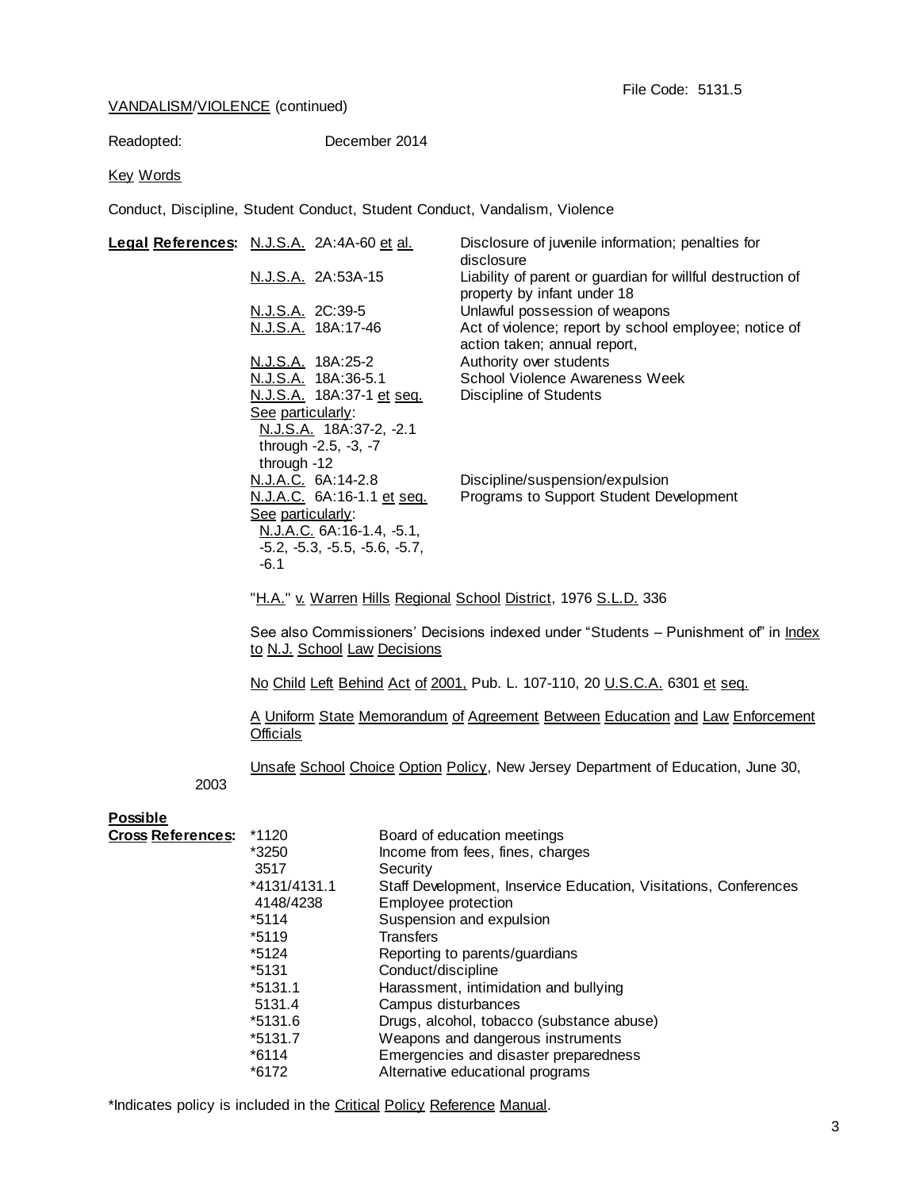File Code: 5131.5

VANDALISM/VIOLENCE (continued)

Readopted: December 2014

Key Words

Conduct, Discipline, Student Conduct, Student Conduct, Vandalism, Violence

| **Legal References:** | | |
|---|---|---|
| | N.J.S.A. 2A:4A-60 et al. | Disclosure of juvenile information; penalties for disclosure |
| | N.J.S.A. 2A:53A-15 | Liability of parent or guardian for willful destruction of property by infant under 18 |
| | N.J.S.A. 2C:39-5 | Unlawful possession of weapons |
| | N.J.S.A. 18A:17-46 | Act of violence; report by school employee; notice of action taken; annual report, |
| | N.J.S.A. 18A:25-2 | Authority over students |
| | N.J.S.A. 18A:36-5.1 | School Violence Awareness Week |
| | N.J.S.A. 18A:37-1 et seq. | Discipline of Students |
| | See particularly: N.J.S.A. 18A:37-2, -2.1 through -2.5, -3, -7 through -12 | |
| | N.J.A.C. 6A:14-2.8 | Discipline/suspension/expulsion |
| | N.J.A.C. 6A:16-1.1 et seq. | Programs to Support Student Development |
| | See particularly: N.J.A.C. 6A:16-1.4, -5.1, -5.2, -5.3, -5.5, -5.6, -5.7, -6.1 | |

"H.A." v. Warren Hills Regional School District, 1976 S.L.D. 336

See also Commissioners' Decisions indexed under "Students – Punishment of" in Index to N.J. School Law Decisions

No Child Left Behind Act of 2001, Pub. L. 107-110, 20 U.S.C.A. 6301 et seq.

A Uniform State Memorandum of Agreement Between Education and Law Enforcement Officials

Unsafe School Choice Option Policy, New Jersey Department of Education, June 30, 2003

| **Possible Cross References:** | | |
|---|---|---|
| | *1120 | Board of education meetings |
| | *3250 | Income from fees, fines, charges |
| | 3517 | Security |
| | *4131/4131.1 | Staff Development, Inservice Education, Visitations, Conferences |
| | 4148/4238 | Employee protection |
| | *5114 | Suspension and expulsion |
| | *5119 | Transfers |
| | *5124 | Reporting to parents/guardians |
| | *5131 | Conduct/discipline |
| | *5131.1 | Harassment, intimidation and bullying |
| | 5131.4 | Campus disturbances |
| | *5131.6 | Drugs, alcohol, tobacco (substance abuse) |
| | *5131.7 | Weapons and dangerous instruments |
| | *6114 | Emergencies and disaster preparedness |
| | *6172 | Alternative educational programs |

*Indicates policy is included in the Critical Policy Reference Manual.